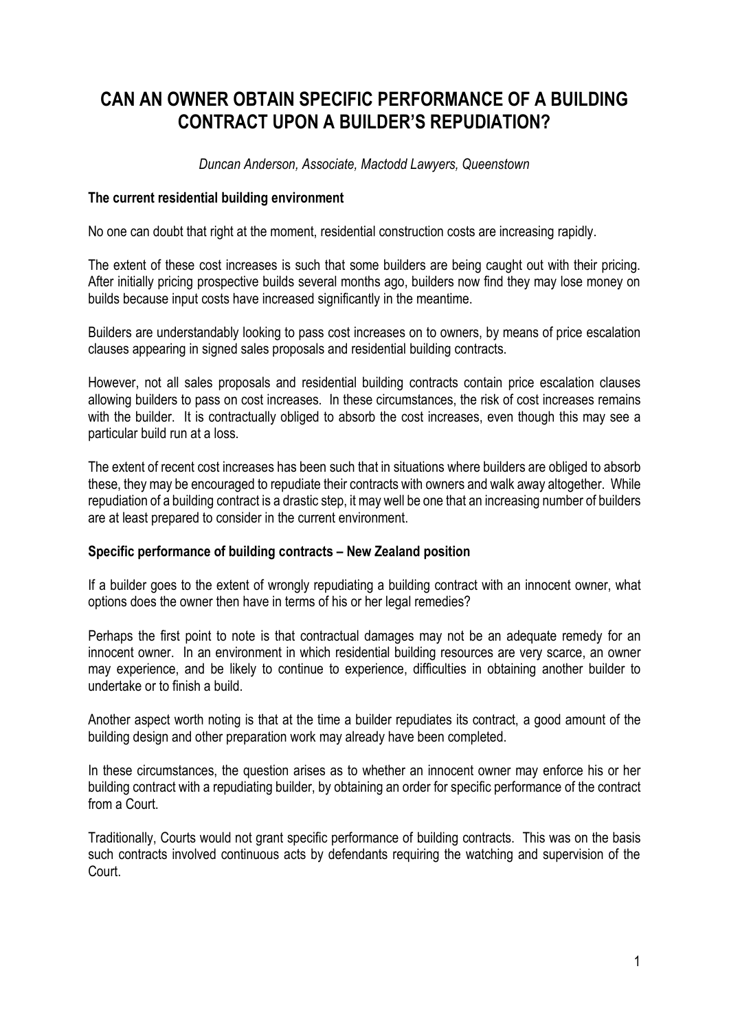# CAN AN OWNER OBTAIN SPECIFIC PERFORMANCE OF A BUILDING CONTRACT UPON A BUILDER'S REPUDIATION?

*Duncan Anderson, Associate, Mactodd Lawyers, Queenstown*

**The current residential building environment**

No one can doubt that right at the moment, residential construction costs are increasing rapidly.

The extent of these cost increases is such that some builders are being caught out with their pricing. After initially pricing prospective builds several months ago, builders now find they may lose money on builds because input costs have increased significantly in the meantime.

Builders are understandably looking to pass cost increases on to owners, by means of price escalation clauses appearing in signed sales proposals and residential building contracts.

However, not all sales proposals and residential building contracts contain price escalation clauses allowing builders to pass on cost increases. In these circumstances, the risk of cost increases remains with the builder. It is contractually obliged to absorb the cost increases, even though this may see a particular build run at a loss.

The extent of recent cost increases has been such that in situations where builders are obliged to absorb these, they may be encouraged to repudiate their contracts with owners and walk away altogether. While repudiation of a building contract is a drastic step, it may well be one that an increasing number of builders are at least prepared to consider in the current environment.

**Specific performance of building contracts – New Zealand position**

If a builder goes to the extent of wrongly repudiating a building contract with an innocent owner, what options does the owner then have in terms of his or her legal remedies?

Perhaps the first point to note is that contractual damages may not be an adequate remedy for an innocent owner. In an environment in which residential building resources are very scarce, an owner may experience, and be likely to continue to experience, difficulties in obtaining another builder to undertake or to finish a build.

Another aspect worth noting is that at the time a builder repudiates its contract, a good amount of the building design and other preparation work may already have been completed.

In these circumstances, the question arises as to whether an innocent owner may enforce his or her building contract with a repudiating builder, by obtaining an order for specific performance of the contract from a Court.

Traditionally, Courts would not grant specific performance of building contracts. This was on the basis such contracts involved continuous acts by defendants requiring the watching and supervision of the Court.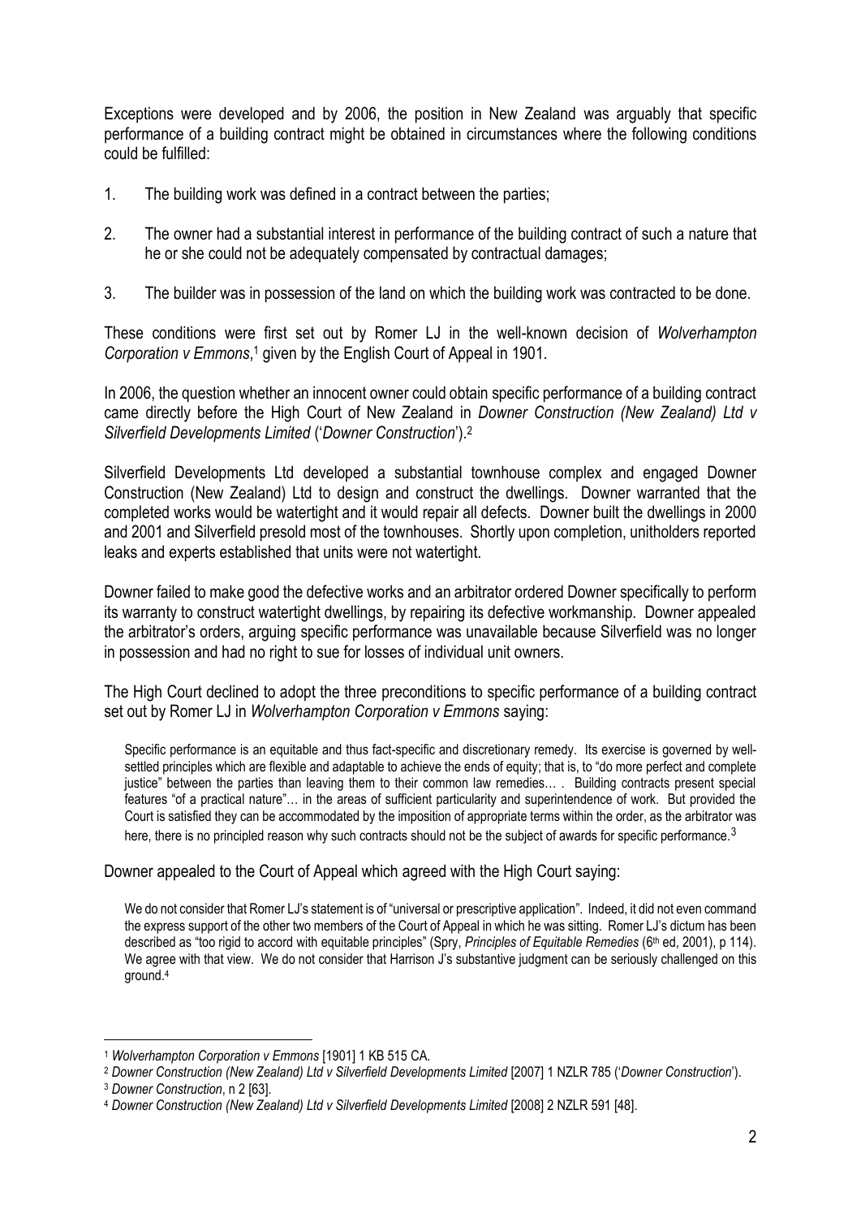Exceptions were developed and by 2006, the position in New Zealand was arguably that specific performance of a building contract might be obtained in circumstances where the following conditions could be fulfilled:

1. The building work was defined in a contract between the parties;
2. The owner had a substantial interest in performance of the building contract of such a nature that he or she could not be adequately compensated by contractual damages;
3. The builder was in possession of the land on which the building work was contracted to be done.

These conditions were first set out by Romer LJ in the well-known decision of *Wolverhampton Corporation v Emmons*,[1] given by the English Court of Appeal in 1901.

In 2006, the question whether an innocent owner could obtain specific performance of a building contract came directly before the High Court of New Zealand in *Downer Construction (New Zealand) Ltd v Silverfield Developments Limited* ('*Downer Construction*').[2]

Silverfield Developments Ltd developed a substantial townhouse complex and engaged Downer Construction (New Zealand) Ltd to design and construct the dwellings. Downer warranted that the completed works would be watertight and it would repair all defects. Downer built the dwellings in 2000 and 2001 and Silverfield presold most of the townhouses. Shortly upon completion, unitholders reported leaks and experts established that units were not watertight.

Downer failed to make good the defective works and an arbitrator ordered Downer specifically to perform its warranty to construct watertight dwellings, by repairing its defective workmanship. Downer appealed the arbitrator's orders, arguing specific performance was unavailable because Silverfield was no longer in possession and had no right to sue for losses of individual unit owners.

The High Court declined to adopt the three preconditions to specific performance of a building contract set out by Romer LJ in *Wolverhampton Corporation v Emmons* saying:

> Specific performance is an equitable and thus fact-specific and discretionary remedy. Its exercise is governed by well-settled principles which are flexible and adaptable to achieve the ends of equity; that is, to "do more perfect and complete justice" between the parties than leaving them to their common law remedies… . Building contracts present special features "of a practical nature"… in the areas of sufficient particularity and superintendence of work. But provided the Court is satisfied they can be accommodated by the imposition of appropriate terms within the order, as the arbitrator was here, there is no principled reason why such contracts should not be the subject of awards for specific performance.[3]

Downer appealed to the Court of Appeal which agreed with the High Court saying:

> We do not consider that Romer LJ's statement is of "universal or prescriptive application". Indeed, it did not even command the express support of the other two members of the Court of Appeal in which he was sitting. Romer LJ's dictum has been described as "too rigid to accord with equitable principles" (Spry, *Principles of Equitable Remedies* (6th ed, 2001), p 114). We agree with that view. We do not consider that Harrison J's substantive judgment can be seriously challenged on this ground.[4]

---

[1] *Wolverhampton Corporation v Emmons* [1901] 1 KB 515 CA.

[2] *Downer Construction (New Zealand) Ltd v Silverfield Developments Limited* [2007] 1 NZLR 785 ('*Downer Construction*').

[3] *Downer Construction*, n 2 [63].

[4] *Downer Construction (New Zealand) Ltd v Silverfield Developments Limited* [2008] 2 NZLR 591 [48].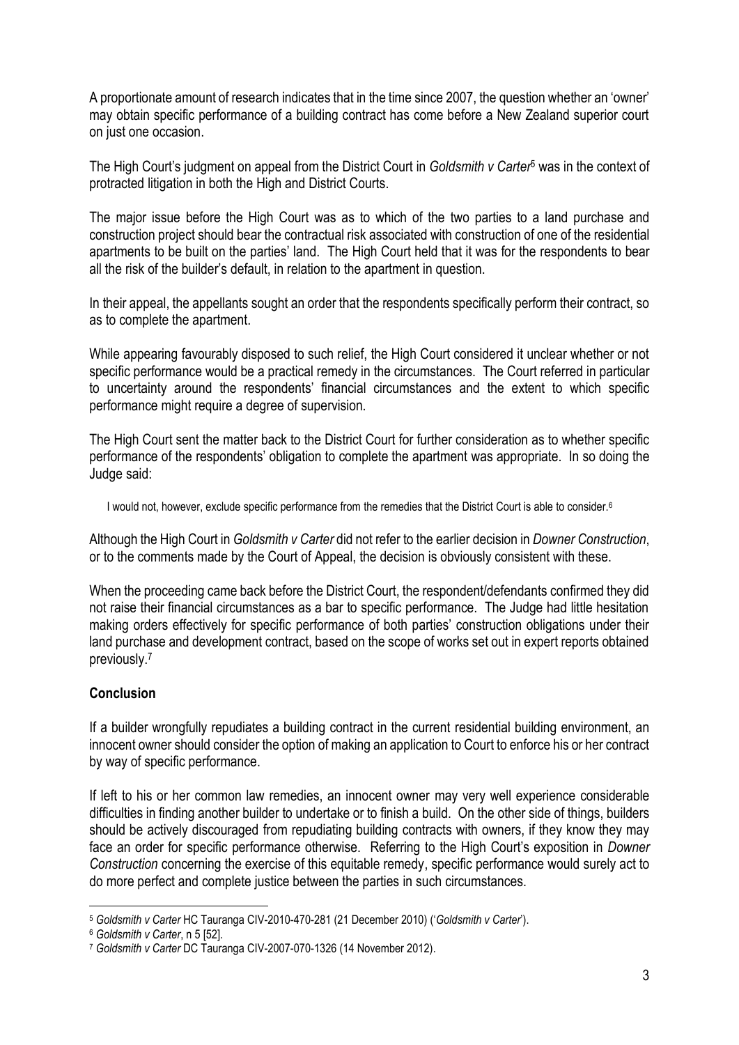A proportionate amount of research indicates that in the time since 2007, the question whether an 'owner' may obtain specific performance of a building contract has come before a New Zealand superior court on just one occasion.

The High Court's judgment on appeal from the District Court in *Goldsmith v Carter*[5] was in the context of protracted litigation in both the High and District Courts.

The major issue before the High Court was as to which of the two parties to a land purchase and construction project should bear the contractual risk associated with construction of one of the residential apartments to be built on the parties' land. The High Court held that it was for the respondents to bear all the risk of the builder's default, in relation to the apartment in question.

In their appeal, the appellants sought an order that the respondents specifically perform their contract, so as to complete the apartment.

While appearing favourably disposed to such relief, the High Court considered it unclear whether or not specific performance would be a practical remedy in the circumstances. The Court referred in particular to uncertainty around the respondents' financial circumstances and the extent to which specific performance might require a degree of supervision.

The High Court sent the matter back to the District Court for further consideration as to whether specific performance of the respondents' obligation to complete the apartment was appropriate. In so doing the Judge said:

> I would not, however, exclude specific performance from the remedies that the District Court is able to consider.[6]

Although the High Court in *Goldsmith v Carter* did not refer to the earlier decision in *Downer Construction*, or to the comments made by the Court of Appeal, the decision is obviously consistent with these.

When the proceeding came back before the District Court, the respondent/defendants confirmed they did not raise their financial circumstances as a bar to specific performance. The Judge had little hesitation making orders effectively for specific performance of both parties' construction obligations under their land purchase and development contract, based on the scope of works set out in expert reports obtained previously.[7]

## Conclusion

If a builder wrongfully repudiates a building contract in the current residential building environment, an innocent owner should consider the option of making an application to Court to enforce his or her contract by way of specific performance.

If left to his or her common law remedies, an innocent owner may very well experience considerable difficulties in finding another builder to undertake or to finish a build. On the other side of things, builders should be actively discouraged from repudiating building contracts with owners, if they know they may face an order for specific performance otherwise. Referring to the High Court's exposition in *Downer Construction* concerning the exercise of this equitable remedy, specific performance would surely act to do more perfect and complete justice between the parties in such circumstances.

---

[5] *Goldsmith v Carter* HC Tauranga CIV-2010-470-281 (21 December 2010) ('*Goldsmith v Carter*').

[6] *Goldsmith v Carter*, n 5 [52].

[7] *Goldsmith v Carter* DC Tauranga CIV-2007-070-1326 (14 November 2012).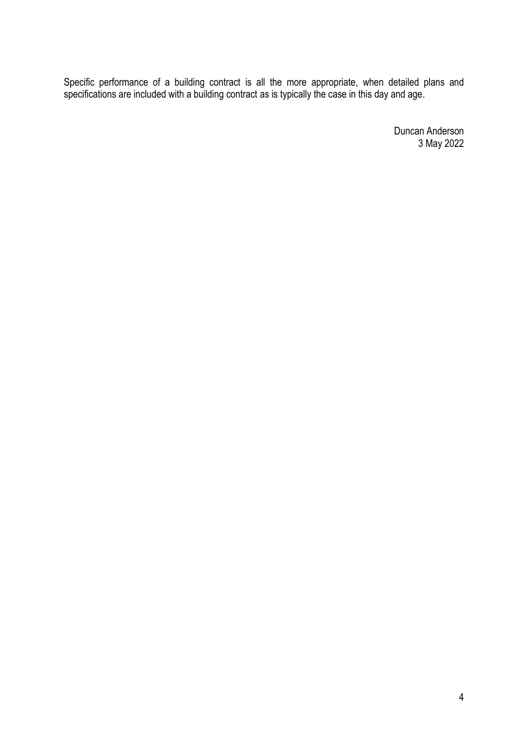Specific performance of a building contract is all the more appropriate, when detailed plans and specifications are included with a building contract as is typically the case in this day and age.

Duncan Anderson
3 May 2022